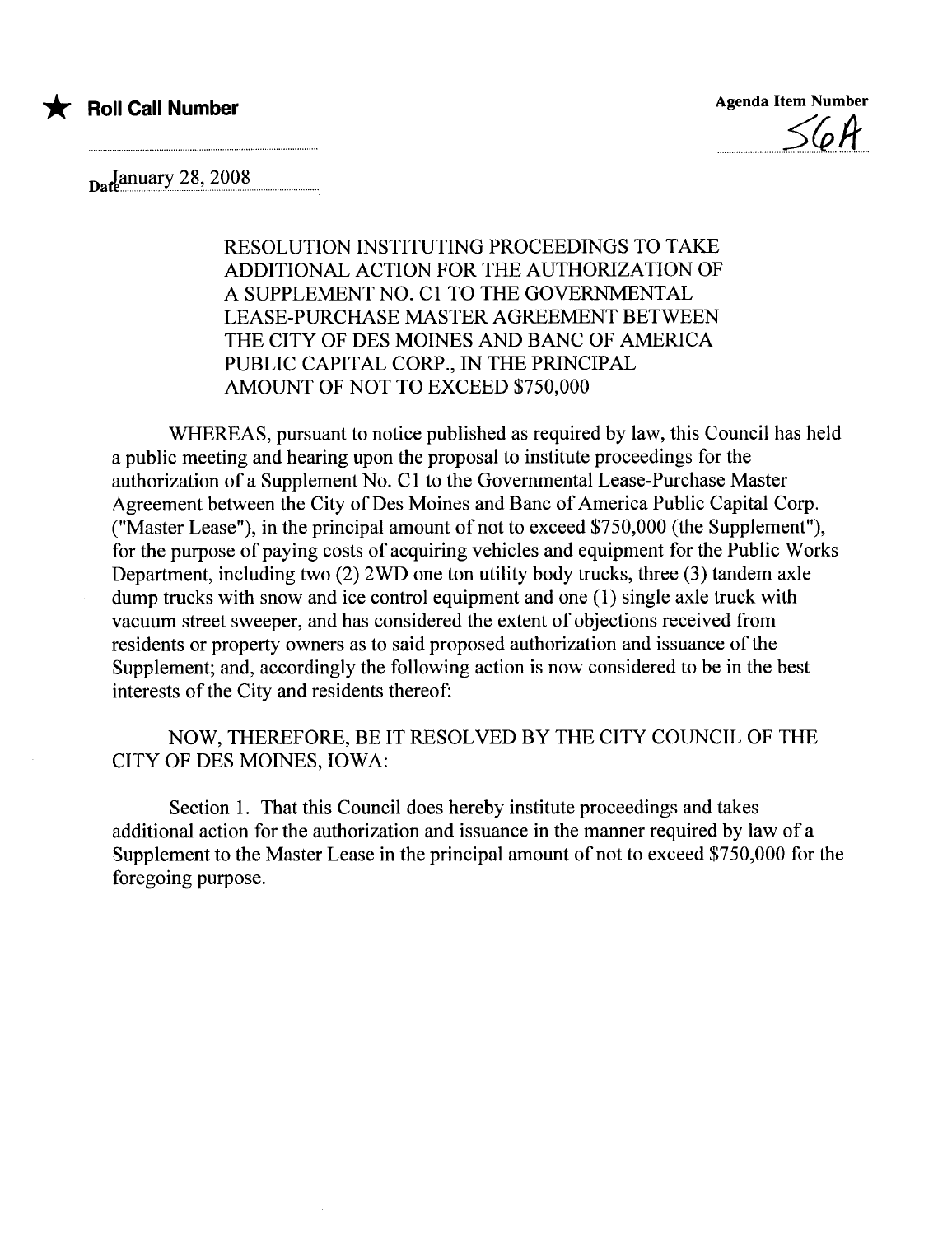★ **Roll Call Number**

Agenda Item Number

56A

Date January 28, 2008

RESOLUTION INSTITUTING PROCEEDINGS TO TAKE ADDITIONAL ACTION FOR THE AUTHORIZATION OF A SUPPLEMENT NO. C1 TO THE GOVERNMENTAL LEASE-PURCHASE MASTER AGREEMENT BETWEEN THE CITY OF DES MOINES AND BANC OF AMERICA PUBLIC CAPITAL CORP., IN THE PRINCIPAL AMOUNT OF NOT TO EXCEED $750,000

WHEREAS, pursuant to notice published as required by law, this Council has held a public meeting and hearing upon the proposal to institute proceedings for the authorization of a Supplement No. C1 to the Governmental Lease-Purchase Master Agreement between the City of Des Moines and Banc of America Public Capital Corp. ("Master Lease"), in the principal amount of not to exceed $750,000 (the Supplement"), for the purpose of paying costs of acquiring vehicles and equipment for the Public Works Department, including two (2) 2WD one ton utility body trucks, three (3) tandem axle dump trucks with snow and ice control equipment and one (1) single axle truck with vacuum street sweeper, and has considered the extent of objections received from residents or property owners as to said proposed authorization and issuance of the Supplement; and, accordingly the following action is now considered to be in the best interests of the City and residents thereof:

NOW, THEREFORE, BE IT RESOLVED BY THE CITY COUNCIL OF THE CITY OF DES MOINES, IOWA:

Section 1. That this Council does hereby institute proceedings and takes additional action for the authorization and issuance in the manner required by law of a Supplement to the Master Lease in the principal amount of not to exceed $750,000 for the foregoing purpose.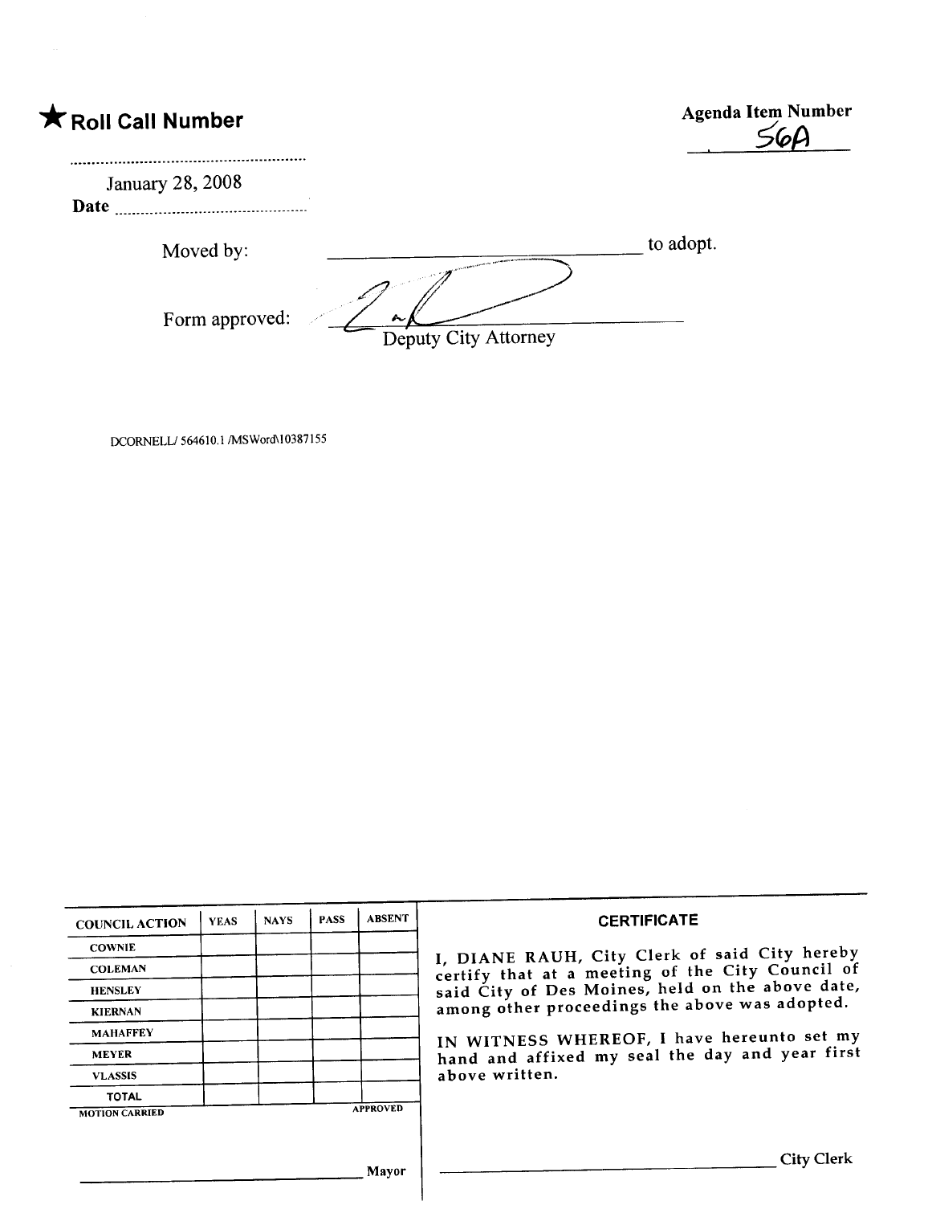★ **Roll Call Number**

Agenda Item Number

56A

January 28, 2008

Date

Moved by: ______________________________ to adopt.

Form approved: ______________________________
Deputy City Attorney

DCORNELL/ 564610.1 /MSWord\10387155

| COUNCIL ACTION | YEAS | NAYS | PASS | ABSENT |
|---|---|---|---|---|
| COWNIE | | | | |
| COLEMAN | | | | |
| HENSLEY | | | | |
| KIERNAN | | | | |
| MAHAFFEY | | | | |
| MEYER | | | | |
| VLASSIS | | | | |
| TOTAL | | | | |

MOTION CARRIED APPROVED

______________________________ Mayor

**CERTIFICATE**

I, DIANE RAUH, City Clerk of said City hereby certify that at a meeting of the City Council of said City of Des Moines, held on the above date, among other proceedings the above was adopted.

IN WITNESS WHEREOF, I have hereunto set my hand and affixed my seal the day and year first above written.

______________________________ City Clerk